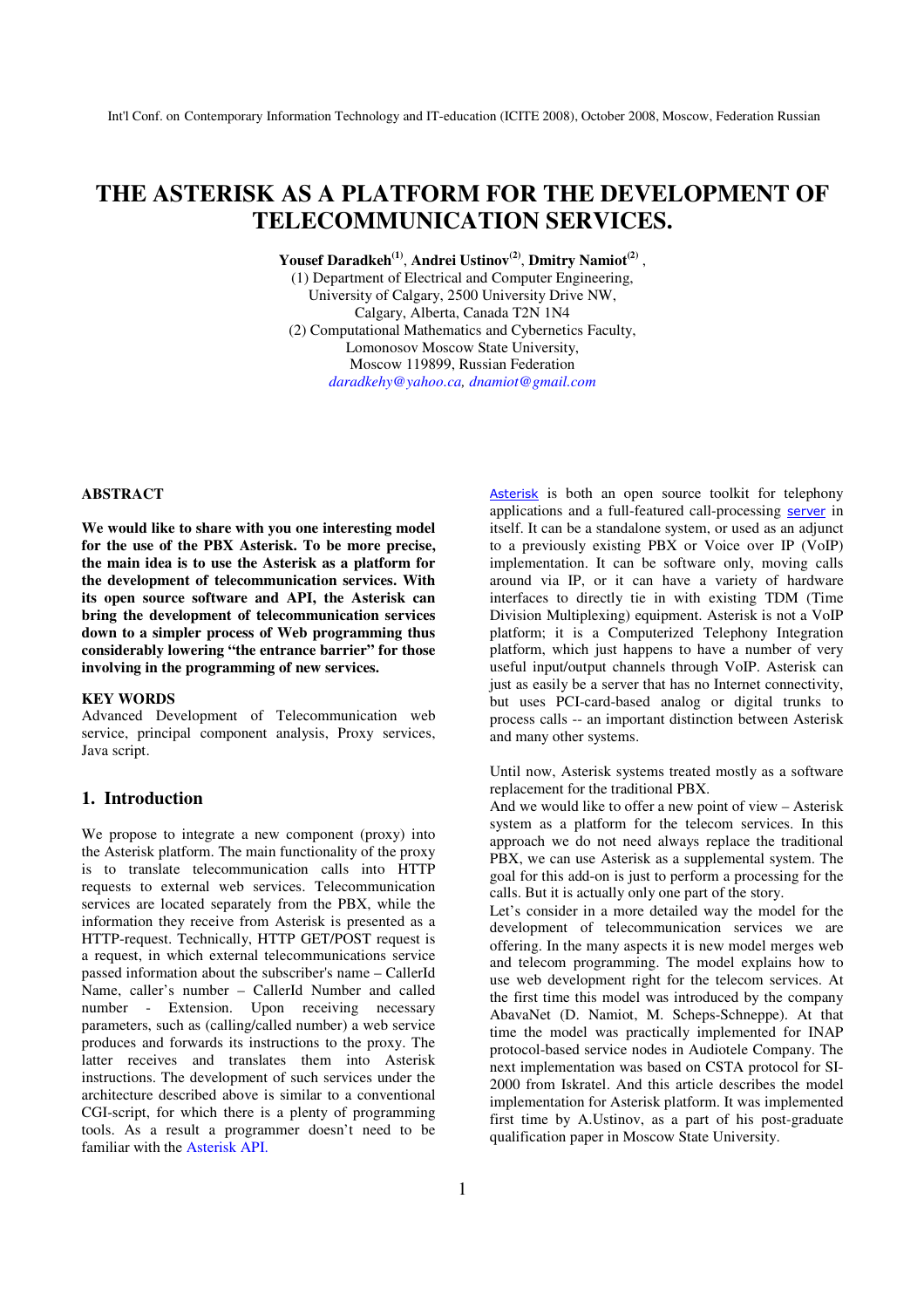# THE ASTERISK AS A PLATFORM FOR THE DEVELOPMENT OF TELECOMMUNICATION SERVICES.

**Yousef Daradkeh**[(1)], **Andrei Ustinov**[(2)], **Dmitry Namiot**[(2)] ,

(1) Department of Electrical and Computer Engineering,
University of Calgary, 2500 University Drive NW,
Calgary, Alberta, Canada T2N 1N4

(2) Computational Mathematics and Cybernetics Faculty,
Lomonosov Moscow State University,
Moscow 119899, Russian Federation

*daradkehy@yahoo.ca, dnamiot@gmail.com*

## ABSTRACT

**We would like to share with you one interesting model for the use of the PBX Asterisk. To be more precise, the main idea is to use the Asterisk as a platform for the development of telecommunication services. With its open source software and API, the Asterisk can bring the development of telecommunication services down to a simpler process of Web programming thus considerably lowering "the entrance barrier" for those involving in the programming of new services.**

**KEY WORDS**

Advanced Development of Telecommunication web service, principal component analysis, Proxy services, Java script.

## 1. Introduction

We propose to integrate a new component (proxy) into the Asterisk platform. The main functionality of the proxy is to translate telecommunication calls into HTTP requests to external web services. Telecommunication services are located separately from the PBX, while the information they receive from Asterisk is presented as a HTTP-request. Technically, HTTP GET/POST request is a request, in which external telecommunications service passed information about the subscriber's name – CallerId Name, caller's number – CallerId Number and called number - Extension. Upon receiving necessary parameters, such as (calling/called number) a web service produces and forwards its instructions to the proxy. The latter receives and translates them into Asterisk instructions. The development of such services under the architecture described above is similar to a conventional CGI-script, for which there is a plenty of programming tools. As a result a programmer doesn't need to be familiar with the Asterisk API.

Asterisk is both an open source toolkit for telephony applications and a full-featured call-processing server in itself. It can be a standalone system, or used as an adjunct to a previously existing PBX or Voice over IP (VoIP) implementation. It can be software only, moving calls around via IP, or it can have a variety of hardware interfaces to directly tie in with existing TDM (Time Division Multiplexing) equipment. Asterisk is not a VoIP platform; it is a Computerized Telephony Integration platform, which just happens to have a number of very useful input/output channels through VoIP. Asterisk can just as easily be a server that has no Internet connectivity, but uses PCI-card-based analog or digital trunks to process calls -- an important distinction between Asterisk and many other systems.

Until now, Asterisk systems treated mostly as a software replacement for the traditional PBX.

And we would like to offer a new point of view – Asterisk system as a platform for the telecom services. In this approach we do not need always replace the traditional PBX, we can use Asterisk as a supplemental system. The goal for this add-on is just to perform a processing for the calls. But it is actually only one part of the story.

Let's consider in a more detailed way the model for the development of telecommunication services we are offering. In the many aspects it is new model merges web and telecom programming. The model explains how to use web development right for the telecom services. At the first time this model was introduced by the company AbavaNet (D. Namiot, M. Scheps-Schneppe). At that time the model was practically implemented for INAP protocol-based service nodes in Audiotele Company. The next implementation was based on CSTA protocol for SI-2000 from Iskratel. And this article describes the model implementation for Asterisk platform. It was implemented first time by A.Ustinov, as a part of his post-graduate qualification paper in Moscow State University.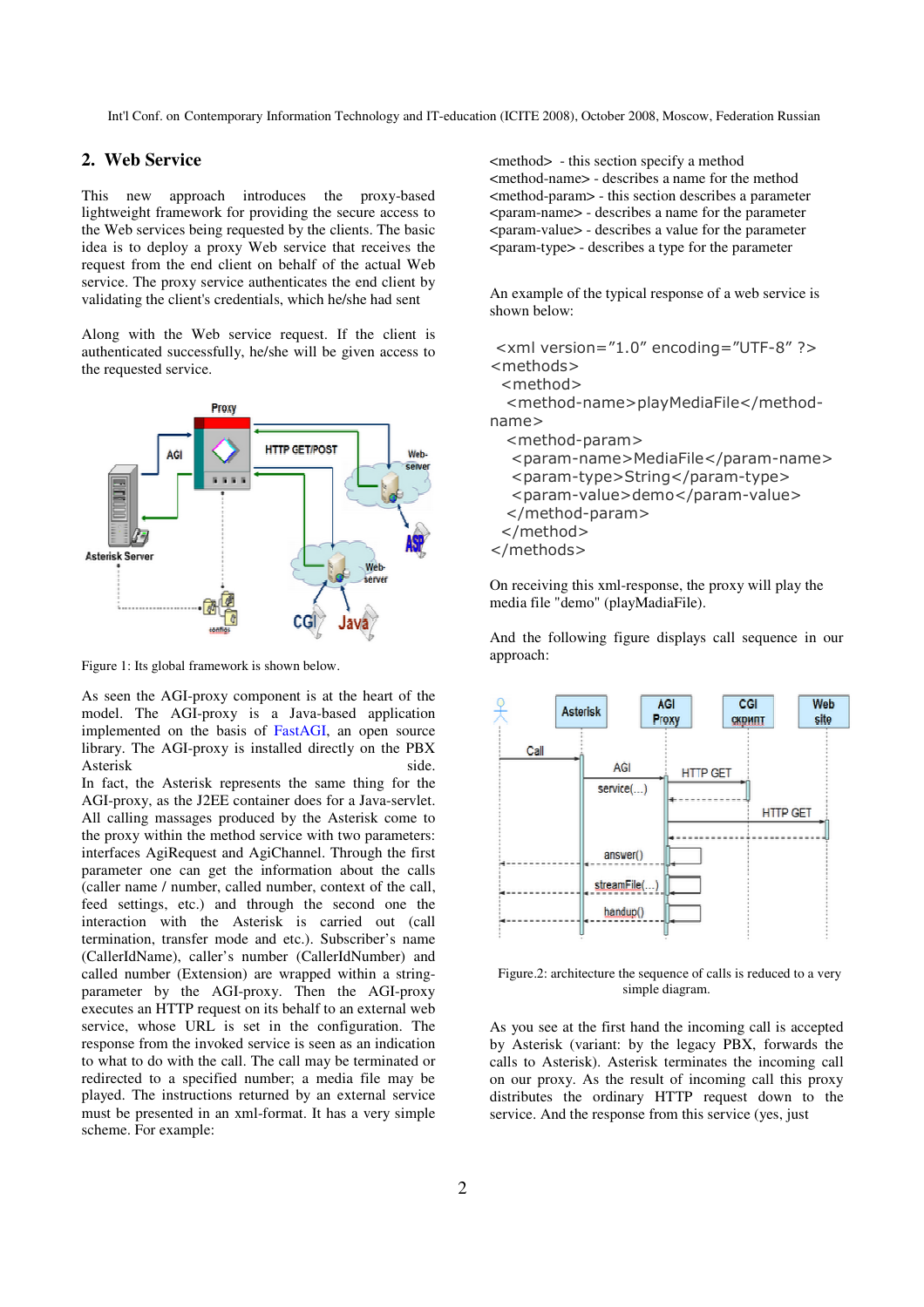## 2. Web Service

This new approach introduces the proxy-based lightweight framework for providing the secure access to the Web services being requested by the clients. The basic idea is to deploy a proxy Web service that receives the request from the end client on behalf of the actual Web service. The proxy service authenticates the end client by validating the client's credentials, which he/she had sent

Along with the Web service request. If the client is authenticated successfully, he/she will be given access to the requested service.

Figure 1: Its global framework is shown below.

As seen the AGI-proxy component is at the heart of the model. The AGI-proxy is a Java-based application implemented on the basis of FastAGI, an open source library. The AGI-proxy is installed directly on the PBX Asterisk side.
In fact, the Asterisk represents the same thing for the AGI-proxy, as the J2EE container does for a Java-servlet. All calling massages produced by the Asterisk come to the proxy within the method service with two parameters: interfaces AgiRequest and AgiChannel. Through the first parameter one can get the information about the calls (caller name / number, called number, context of the call, feed settings, etc.) and through the second one the interaction with the Asterisk is carried out (call termination, transfer mode and etc.). Subscriber's name (CallerIdName), caller's number (CallerIdNumber) and called number (Extension) are wrapped within a string-parameter by the AGI-proxy. Then the AGI-proxy executes an HTTP request on its behalf to an external web service, whose URL is set in the configuration. The response from the invoked service is seen as an indication to what to do with the call. The call may be terminated or redirected to a specified number; a media file may be played. The instructions returned by an external service must be presented in an xml-format. It has a very simple scheme. For example:

<method> - this section specify a method
<method-name> - describes a name for the method
<method-param> - this section describes a parameter
<param-name> - describes a name for the parameter
<param-value> - describes a value for the parameter
<param-type> - describes a type for the parameter

An example of the typical response of a web service is shown below:

```
<xml version="1.0" encoding="UTF-8" ?>
<methods>
  <method>
   <method-name>playMediaFile</method-name>
   <method-param>
    <param-name>MediaFile</param-name>
    <param-type>String</param-type>
    <param-value>demo</param-value>
   </method-param>
  </method>
</methods>
```

On receiving this xml-response, the proxy will play the media file "demo" (playMadiaFile).

And the following figure displays call sequence in our approach:

Figure.2: architecture the sequence of calls is reduced to a very simple diagram.

As you see at the first hand the incoming call is accepted by Asterisk (variant: by the legacy PBX, forwards the calls to Asterisk). Asterisk terminates the incoming call on our proxy. As the result of incoming call this proxy distributes the ordinary HTTP request down to the service. And the response from this service (yes, just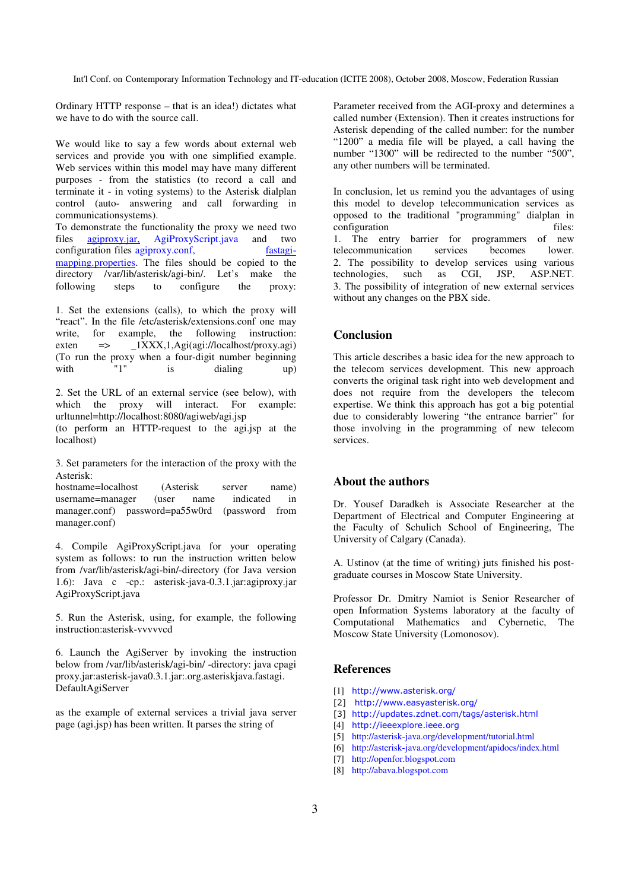Ordinary HTTP response – that is an idea!) dictates what we have to do with the source call.

We would like to say a few words about external web services and provide you with one simplified example. Web services within this model may have many different purposes - from the statistics (to record a call and terminate it - in voting systems) to the Asterisk dialplan control (auto- answering and call forwarding in communicationsystems).
To demonstrate the functionality the proxy we need two files agiproxy.jar, AgiProxyScript.java and two configuration files agiproxy.conf, fastagi-mapping.properties. The files should be copied to the directory /var/lib/asterisk/agi-bin/. Let's make the following steps to configure the proxy:

1. Set the extensions (calls), to which the proxy will "react". In the file /etc/asterisk/extensions.conf one may write, for example, the following instruction: exten => _1XXX,1,Agi(agi://localhost/proxy.agi) (To run the proxy when a four-digit number beginning with "1" is dialing up)

2. Set the URL of an external service (see below), with which the proxy will interact. For example: urltunnel=http://localhost:8080/agiweb/agi.jsp
(to perform an HTTP-request to the agi.jsp at the localhost)

3. Set parameters for the interaction of the proxy with the Asterisk:
hostname=localhost (Asterisk server name) username=manager (user name indicated in manager.conf) password=pa55w0rd (password from manager.conf)

4. Compile AgiProxyScript.java for your operating system as follows: to run the instruction written below from /var/lib/asterisk/agi-bin/-directory (for Java version 1.6): Java c -cp.: asterisk-java-0.3.1.jar:agiproxy.jar AgiProxyScript.java

5. Run the Asterisk, using, for example, the following instruction:asterisk-vvvvvcd

6. Launch the AgiServer by invoking the instruction below from /var/lib/asterisk/agi-bin/ -directory: java cpagi proxy.jar:asterisk-java0.3.1.jar:.org.asteriskjava.fastagi. DefaultAgiServer

as the example of external services a trivial java server page (agi.jsp) has been written. It parses the string of Parameter received from the AGI-proxy and determines a called number (Extension). Then it creates instructions for Asterisk depending of the called number: for the number "1200" a media file will be played, a call having the number "1300" will be redirected to the number "500", any other numbers will be terminated.

In conclusion, let us remind you the advantages of using this model to develop telecommunication services as opposed to the traditional "programming" dialplan in configuration files:
1. The entry barrier for programmers of new telecommunication services becomes lower.
2. The possibility to develop services using various technologies, such as CGI, JSP, ASP.NET.
3. The possibility of integration of new external services without any changes on the PBX side.

## Conclusion

This article describes a basic idea for the new approach to the telecom services development. This new approach converts the original task right into web development and does not require from the developers the telecom expertise. We think this approach has got a big potential due to considerably lowering "the entrance barrier" for those involving in the programming of new telecom services.

## About the authors

Dr. Yousef Daradkeh is Associate Researcher at the Department of Electrical and Computer Engineering at the Faculty of Schulich School of Engineering, The University of Calgary (Canada).

A. Ustinov (at the time of writing) juts finished his post-graduate courses in Moscow State University.

Professor Dr. Dmitry Namiot is Senior Researcher of open Information Systems laboratory at the faculty of Computational Mathematics and Cybernetic, The Moscow State University (Lomonosov).

## References

[1] http://www.asterisk.org/
[2] http://www.easyasterisk.org/
[3] http://updates.zdnet.com/tags/asterisk.html
[4] http://ieeexplore.ieee.org
[5] http://asterisk-java.org/development/tutorial.html
[6] http://asterisk-java.org/development/apidocs/index.html
[7] http://openfor.blogspot.com
[8] http://abava.blogspot.com